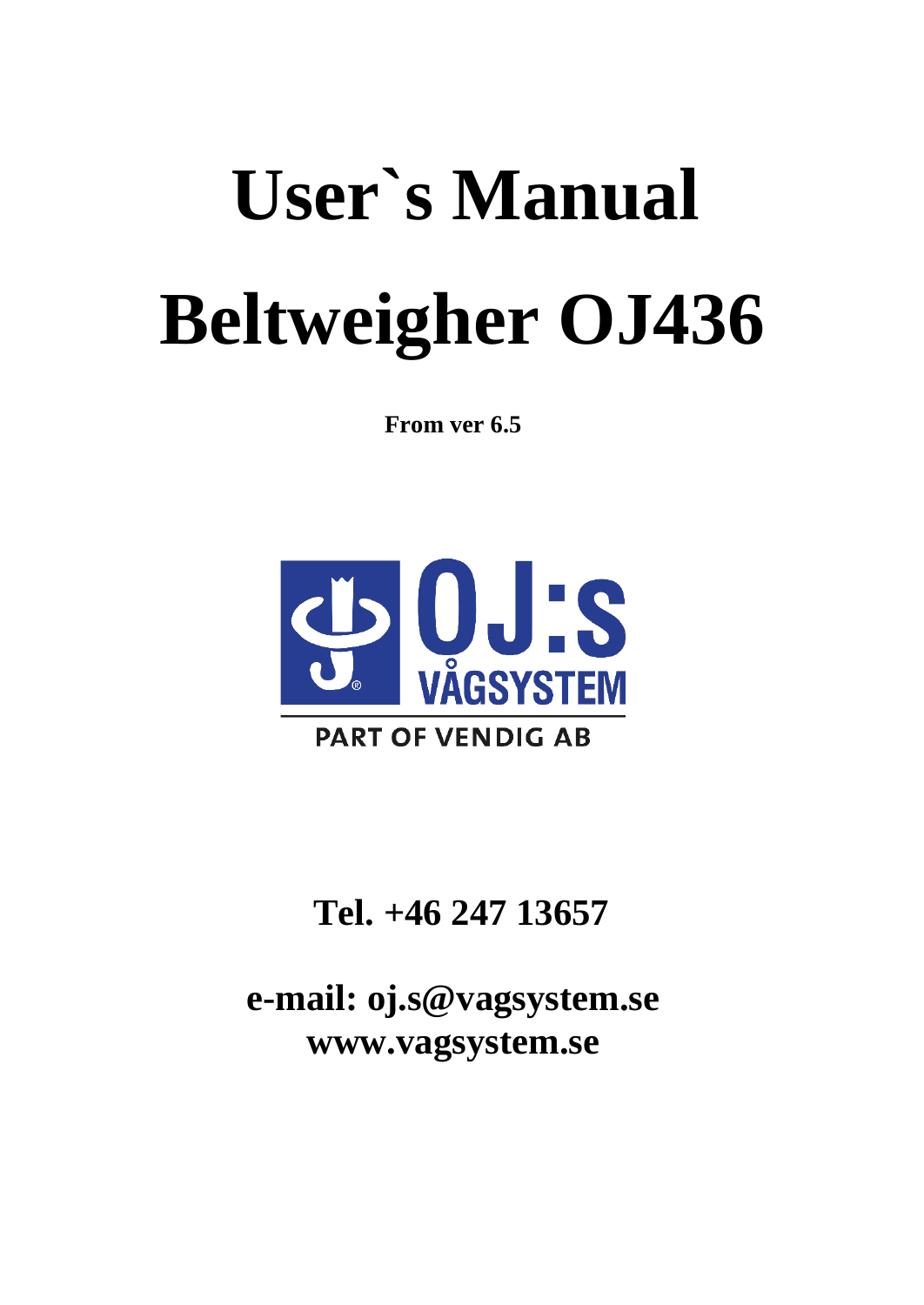# User`s Manual

# Beltweigher OJ436

**From ver 6.5**

OJ:S VÅGSYSTEM

PART OF VENDIG AB

## Tel. +46 247 13657

## e-mail: oj.s@vagsystem.se
## www.vagsystem.se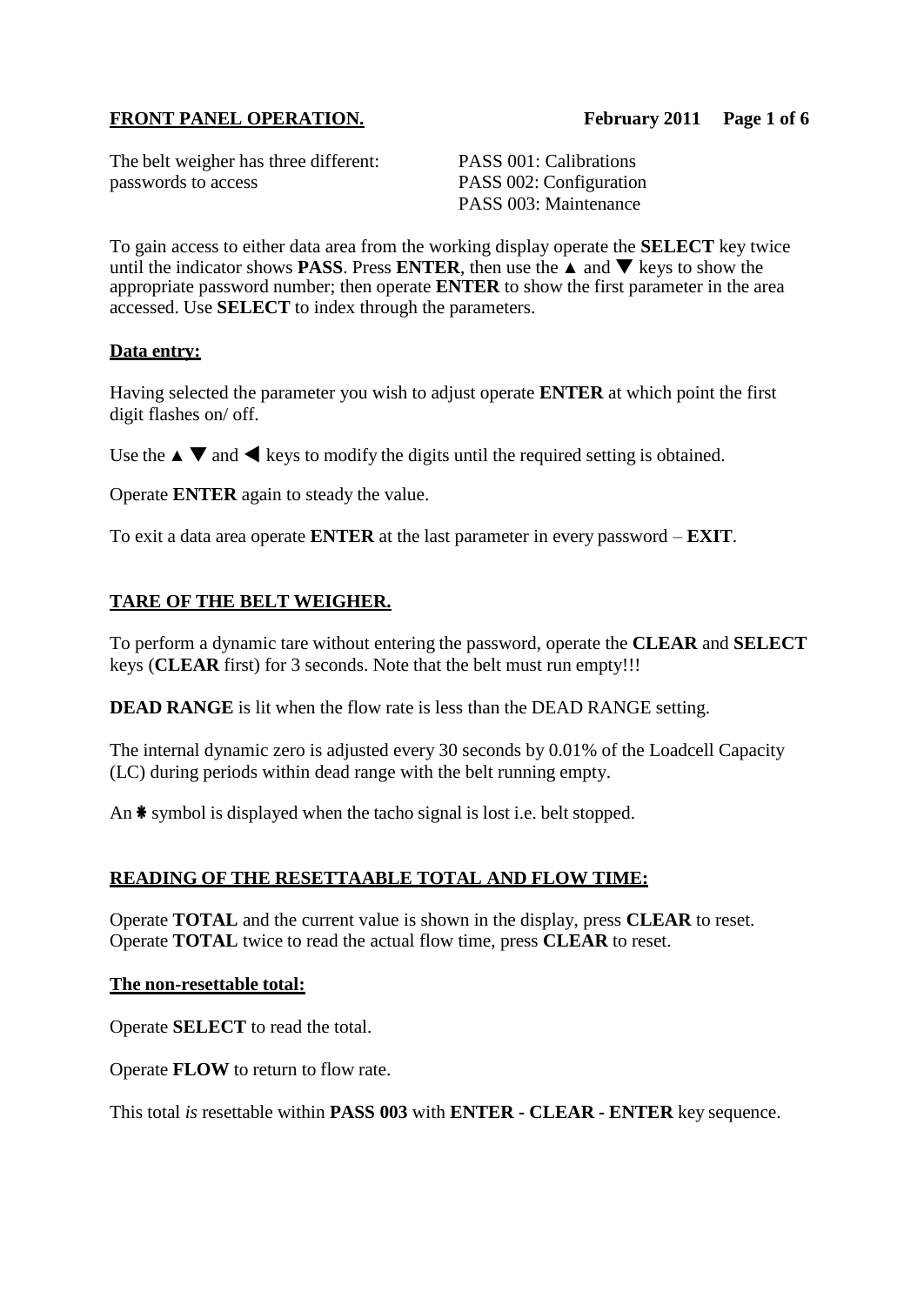## FRONT PANEL OPERATION.

The belt weigher has three different: passwords to access

PASS 001: Calibrations
PASS 002: Configuration
PASS 003: Maintenance

To gain access to either data area from the working display operate the **SELECT** key twice until the indicator shows **PASS**. Press **ENTER**, then use the ▲ and ▼ keys to show the appropriate password number; then operate **ENTER** to show the first parameter in the area accessed. Use **SELECT** to index through the parameters.

### Data entry:

Having selected the parameter you wish to adjust operate **ENTER** at which point the first digit flashes on/ off.

Use the ▲ ▼ and ◀ keys to modify the digits until the required setting is obtained.

Operate **ENTER** again to steady the value.

To exit a data area operate **ENTER** at the last parameter in every password – **EXIT**.

## TARE OF THE BELT WEIGHER.

To perform a dynamic tare without entering the password, operate the **CLEAR** and **SELECT** keys (**CLEAR** first) for 3 seconds. Note that the belt must run empty!!!

**DEAD RANGE** is lit when the flow rate is less than the DEAD RANGE setting.

The internal dynamic zero is adjusted every 30 seconds by 0.01% of the Loadcell Capacity (LC) during periods within dead range with the belt running empty.

An ✱ symbol is displayed when the tacho signal is lost i.e. belt stopped.

## READING OF THE RESETTAABLE TOTAL AND FLOW TIME:

Operate **TOTAL** and the current value is shown in the display, press **CLEAR** to reset.
Operate **TOTAL** twice to read the actual flow time, press **CLEAR** to reset.

### The non-resettable total:

Operate **SELECT** to read the total.

Operate **FLOW** to return to flow rate.

This total *is* resettable within **PASS 003** with **ENTER - CLEAR - ENTER** key sequence.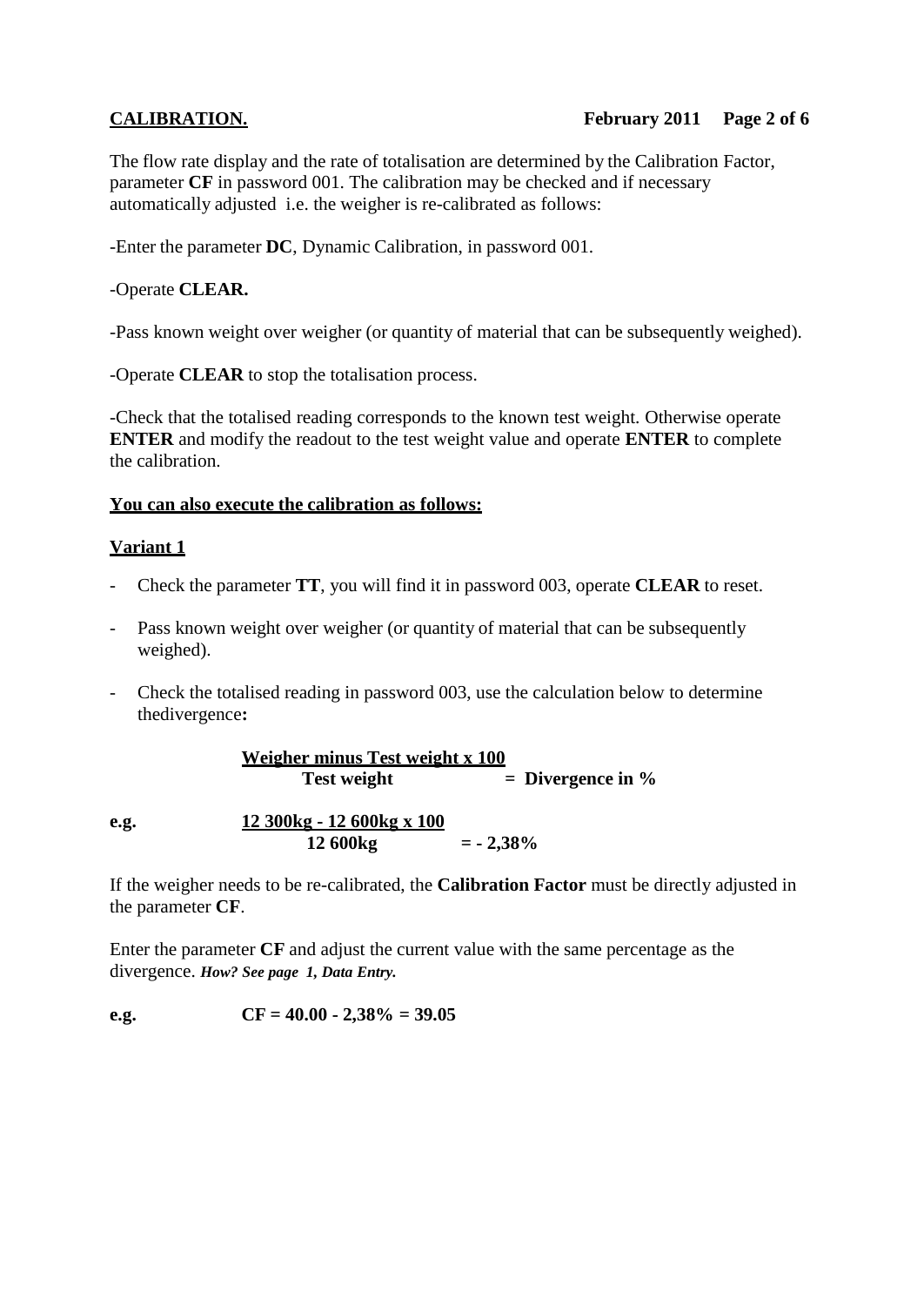**<u>CALIBRATION.</u>**

The flow rate display and the rate of totalisation are determined by the Calibration Factor, parameter **CF** in password 001. The calibration may be checked and if necessary automatically adjusted i.e. the weigher is re-calibrated as follows:

-Enter the parameter **DC**, Dynamic Calibration, in password 001.

-Operate **CLEAR.**

-Pass known weight over weigher (or quantity of material that can be subsequently weighed).

-Operate **CLEAR** to stop the totalisation process.

-Check that the totalised reading corresponds to the known test weight. Otherwise operate **ENTER** and modify the readout to the test weight value and operate **ENTER** to complete the calibration.

**<u>You can also execute the calibration as follows:</u>**

**<u>Variant 1</u>**

- Check the parameter **TT**, you will find it in password 003, operate **CLEAR** to reset.
- Pass known weight over weigher (or quantity of material that can be subsequently weighed).
- Check the totalised reading in password 003, use the calculation below to determine thedivergence**:**

$$\frac{\textbf{Weigher minus Test weight x 100}}{\textbf{Test weight}} = \textbf{Divergence in \%}$$

**e.g.**

$$\frac{\textbf{12 300kg - 12 600kg x 100}}{\textbf{12 600kg}} = \textbf{- 2,38\%}$$

If the weigher needs to be re-calibrated, the **Calibration Factor** must be directly adjusted in the parameter **CF**.

Enter the parameter **CF** and adjust the current value with the same percentage as the divergence. ***How? See page 1, Data Entry.***

**e.g. CF = 40.00 - 2,38% = 39.05**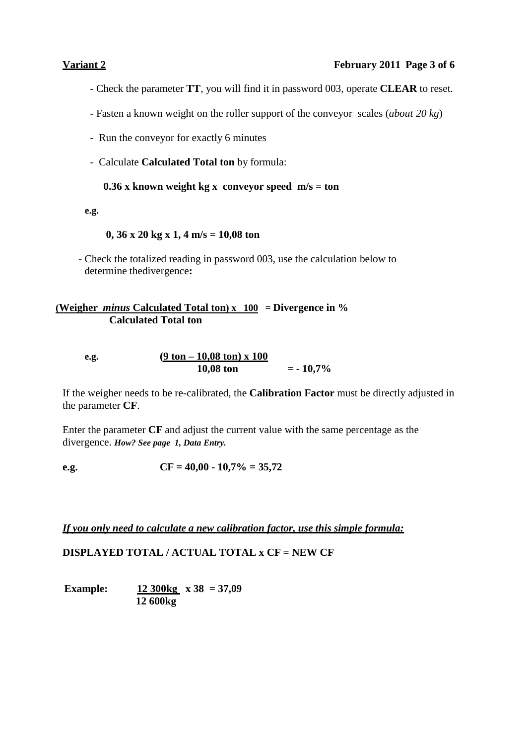- Check the parameter **TT**, you will find it in password 003, operate **CLEAR** to reset.

- Fasten a known weight on the roller support of the conveyor scales (*about 20 kg*)

- Run the conveyor for exactly 6 minutes

- Calculate **Calculated Total ton** by formula:

**0.36 x known weight kg x conveyor speed m/s = ton**

**e.g.**

**0, 36 x 20 kg x 1, 4 m/s = 10,08 ton**

- Check the totalized reading in password 003, use the calculation below to determine thedivergence**:**

$$\frac{\text{(Weigher } \textit{minus} \text{ Calculated Total ton)} \times 100}{\text{Calculated Total ton}} = \text{Divergence in \%}$$

**e.g.**

$$\frac{(9 \text{ ton} - 10{,}08 \text{ ton}) \times 100}{10{,}08 \text{ ton}} = -10{,}7\%$$

If the weigher needs to be re-calibrated, the **Calibration Factor** must be directly adjusted in the parameter **CF**.

Enter the parameter **CF** and adjust the current value with the same percentage as the divergence. ***How? See page 1, Data Entry.***

**e.g. CF = 40,00 - 10,7% = 35,72**

***If you only need to calculate a new calibration factor, use this simple formula:***

**DISPLAYED TOTAL / ACTUAL TOTAL x CF = NEW CF**

**Example:**

$$\frac{12\,300\text{kg}}{12\,600\text{kg}} \times 38 = 37{,}09$$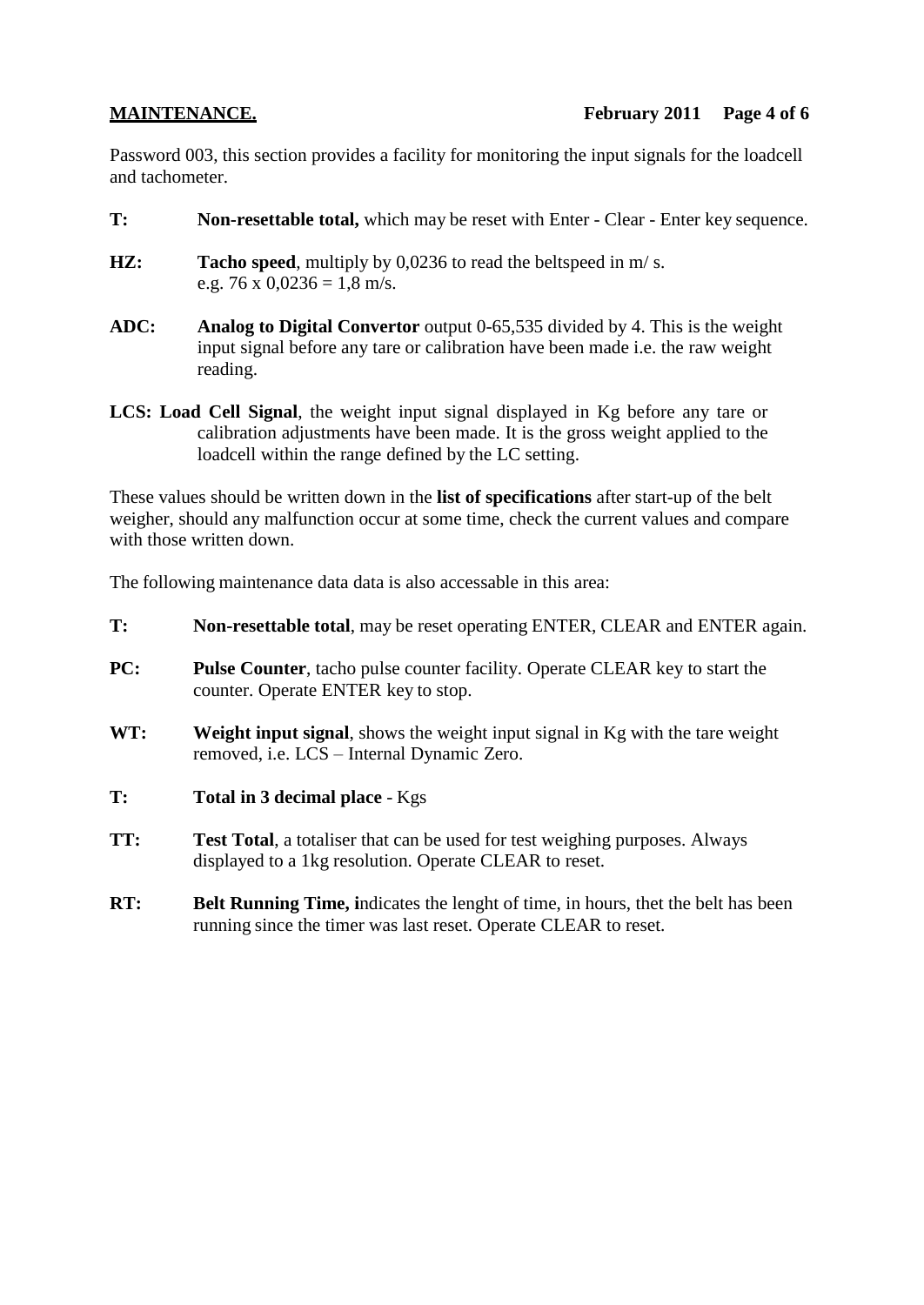**MAINTENANCE.**

Password 003, this section provides a facility for monitoring the input signals for the loadcell and tachometer.

**T:** **Non-resettable total,** which may be reset with Enter - Clear - Enter key sequence.

**HZ:** **Tacho speed**, multiply by 0,0236 to read the beltspeed in m/ s.
e.g. 76 x 0,0236 = 1,8 m/s.

**ADC:** **Analog to Digital Convertor** output 0-65,535 divided by 4. This is the weight input signal before any tare or calibration have been made i.e. the raw weight reading.

**LCS: Load Cell Signal**, the weight input signal displayed in Kg before any tare or calibration adjustments have been made. It is the gross weight applied to the loadcell within the range defined by the LC setting.

These values should be written down in the **list of specifications** after start-up of the belt weigher, should any malfunction occur at some time, check the current values and compare with those written down.

The following maintenance data data is also accessable in this area:

**T:** **Non-resettable total**, may be reset operating ENTER, CLEAR and ENTER again.

**PC:** **Pulse Counter**, tacho pulse counter facility. Operate CLEAR key to start the counter. Operate ENTER key to stop.

**WT:** **Weight input signal**, shows the weight input signal in Kg with the tare weight removed, i.e. LCS – Internal Dynamic Zero.

**T:** **Total in 3 decimal place** - Kgs

**TT:** **Test Total**, a totaliser that can be used for test weighing purposes. Always displayed to a 1kg resolution. Operate CLEAR to reset.

**RT:** **Belt Running Time, i**ndicates the lenght of time, in hours, thet the belt has been running since the timer was last reset. Operate CLEAR to reset.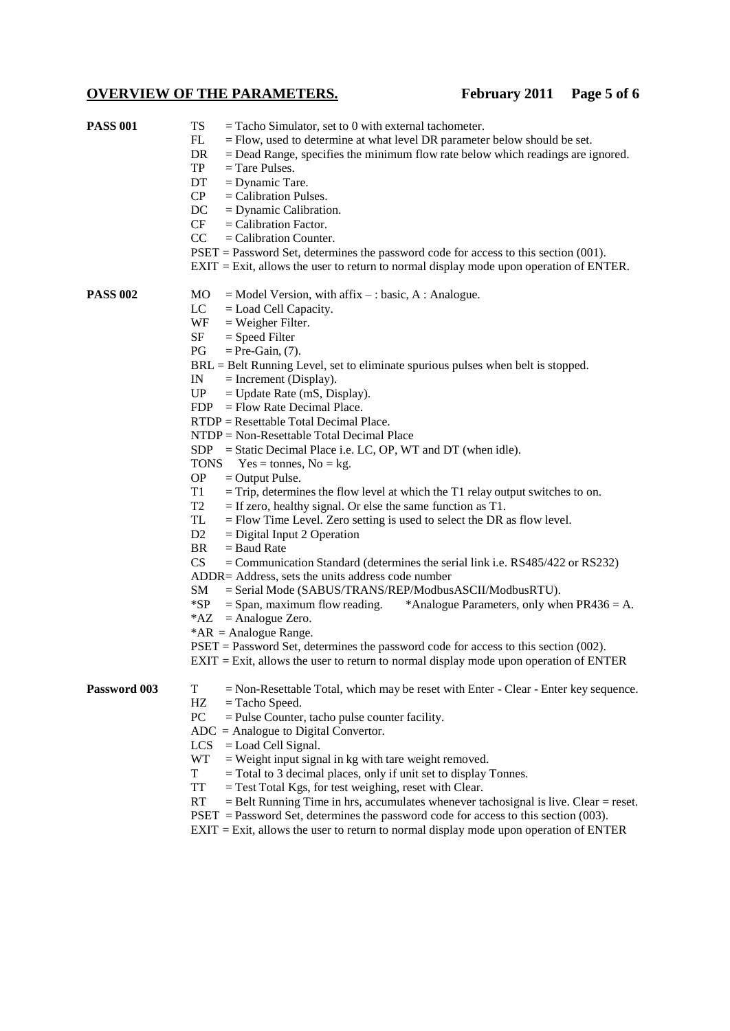## OVERVIEW OF THE PARAMETERS.

**PASS 001**

- TS = Tacho Simulator, set to 0 with external tachometer.
- FL = Flow, used to determine at what level DR parameter below should be set.
- DR = Dead Range, specifies the minimum flow rate below which readings are ignored.
- TP = Tare Pulses.
- DT = Dynamic Tare.
- CP = Calibration Pulses.
- DC = Dynamic Calibration.
- CF = Calibration Factor.
- CC = Calibration Counter.
- PSET = Password Set, determines the password code for access to this section (001).
- EXIT = Exit, allows the user to return to normal display mode upon operation of ENTER.

**PASS 002**

- MO = Model Version, with affix – : basic, A : Analogue.
- LC = Load Cell Capacity.
- WF = Weigher Filter.
- SF = Speed Filter
- PG = Pre-Gain, (7).
- BRL = Belt Running Level, set to eliminate spurious pulses when belt is stopped.
- IN = Increment (Display).
- UP = Update Rate (mS, Display).
- FDP = Flow Rate Decimal Place.
- RTDP = Resettable Total Decimal Place.
- NTDP = Non-Resettable Total Decimal Place
- SDP = Static Decimal Place i.e. LC, OP, WT and DT (when idle).
- TONS Yes = tonnes, No = kg.
- OP = Output Pulse.
- T1 = Trip, determines the flow level at which the T1 relay output switches to on.
- T2 = If zero, healthy signal. Or else the same function as T1.
- TL = Flow Time Level. Zero setting is used to select the DR as flow level.
- D2 = Digital Input 2 Operation
- BR = Baud Rate
- CS = Communication Standard (determines the serial link i.e. RS485/422 or RS232)
- ADDR= Address, sets the units address code number
- SM = Serial Mode (SABUS/TRANS/REP/ModbusASCII/ModbusRTU).
- *SP = Span, maximum flow reading. *Analogue Parameters, only when PR436 = A.
- *AZ = Analogue Zero.
- *AR = Analogue Range.
- PSET = Password Set, determines the password code for access to this section (002).
- EXIT = Exit, allows the user to return to normal display mode upon operation of ENTER

**Password 003**

- T = Non-Resettable Total, which may be reset with Enter - Clear - Enter key sequence.
- HZ = Tacho Speed.
- PC = Pulse Counter, tacho pulse counter facility.
- ADC = Analogue to Digital Convertor.
- LCS = Load Cell Signal.
- WT = Weight input signal in kg with tare weight removed.
- T = Total to 3 decimal places, only if unit set to display Tonnes.
- TT = Test Total Kgs, for test weighing, reset with Clear.
- RT = Belt Running Time in hrs, accumulates whenever tachosignal is live. Clear = reset.
- PSET = Password Set, determines the password code for access to this section (003).
- EXIT = Exit, allows the user to return to normal display mode upon operation of ENTER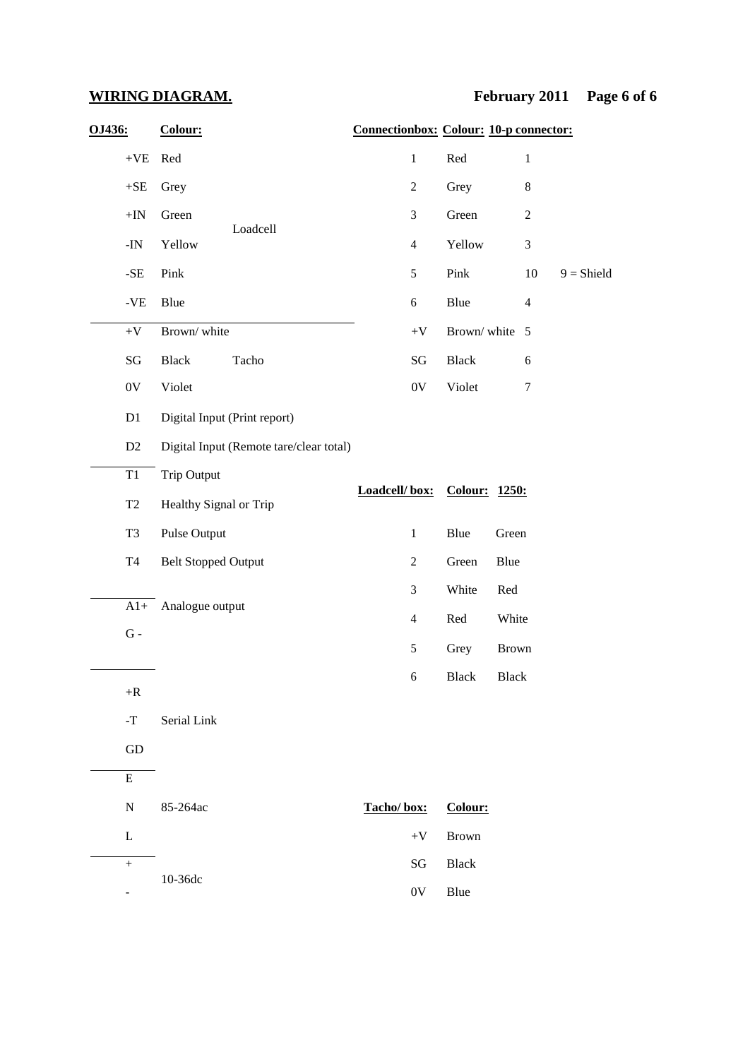## WIRING DIAGRAM.

February 2011

| OJ436: | Colour: | | Connectionbox: | Colour: | 10-p connector: | |
|---|---|---|---|---|---|---|
| +VE | Red | Loadcell | 1 | Red | 1 | |
| +SE | Grey | | 2 | Grey | 8 | |
| +IN | Green | | 3 | Green | 2 | |
| -IN | Yellow | | 4 | Yellow | 3 | |
| -SE | Pink | | 5 | Pink | 10 | 9 = Shield |
| -VE | Blue | | 6 | Blue | 4 | |
| +V | Brown/ white | Tacho | +V | Brown/ white | 5 | |
| SG | Black | | SG | Black | 6 | |
| 0V | Violet | | 0V | Violet | 7 | |

| OJ436: | |
|---|---|
| D1 | Digital Input (Print report) |
| D2 | Digital Input (Remote tare/clear total) |
| T1 | Trip Output |
| T2 | Healthy Signal or Trip |
| T3 | Pulse Output |
| T4 | Belt Stopped Output |
| A1+ | Analogue output |
| G - | |
| +R | Serial Link |
| -T | |
| GD | |
| E | 85-264ac |
| N | |
| L | |
| + | 10-36dc |
| - | |

| Loadcell/ box: | Colour: | 1250: |
|---|---|---|
| 1 | Blue | Green |
| 2 | Green | Blue |
| 3 | White | Red |
| 4 | Red | White |
| 5 | Grey | Brown |
| 6 | Black | Black |

| Tacho/ box: | Colour: |
|---|---|
| +V | Brown |
| SG | Black |
| 0V | Blue |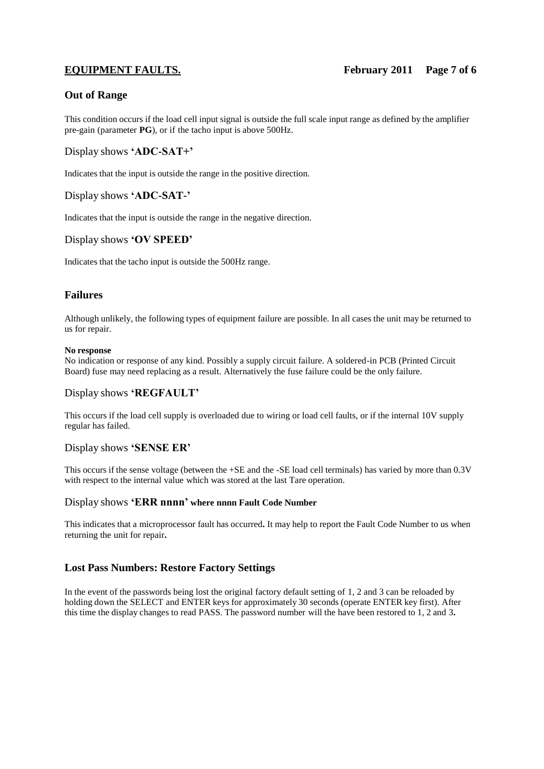## Out of Range

This condition occurs if the load cell input signal is outside the full scale input range as defined by the amplifier pre-gain (parameter **PG**), or if the tacho input is above 500Hz.

### Display shows **'ADC-SAT+'**

Indicates that the input is outside the range in the positive direction.

### Display shows **'ADC-SAT-'**

Indicates that the input is outside the range in the negative direction.

### Display shows **'OV SPEED'**

Indicates that the tacho input is outside the 500Hz range.

## Failures

Although unlikely, the following types of equipment failure are possible. In all cases the unit may be returned to us for repair.

**No response**
No indication or response of any kind. Possibly a supply circuit failure. A soldered-in PCB (Printed Circuit Board) fuse may need replacing as a result. Alternatively the fuse failure could be the only failure.

### Display shows **'REGFAULT'**

This occurs if the load cell supply is overloaded due to wiring or load cell faults, or if the internal 10V supply regular has failed.

### Display shows **'SENSE ER'**

This occurs if the sense voltage (between the +SE and the -SE load cell terminals) has varied by more than 0.3V with respect to the internal value which was stored at the last Tare operation.

### Display shows **'ERR nnnn' where nnnn Fault Code Number**

This indicates that a microprocessor fault has occurred**.** It may help to report the Fault Code Number to us when returning the unit for repair**.**

## Lost Pass Numbers: Restore Factory Settings

In the event of the passwords being lost the original factory default setting of 1, 2 and 3 can be reloaded by holding down the SELECT and ENTER keys for approximately 30 seconds (operate ENTER key first). After this time the display changes to read PASS. The password number will the have been restored to 1, 2 and 3**.**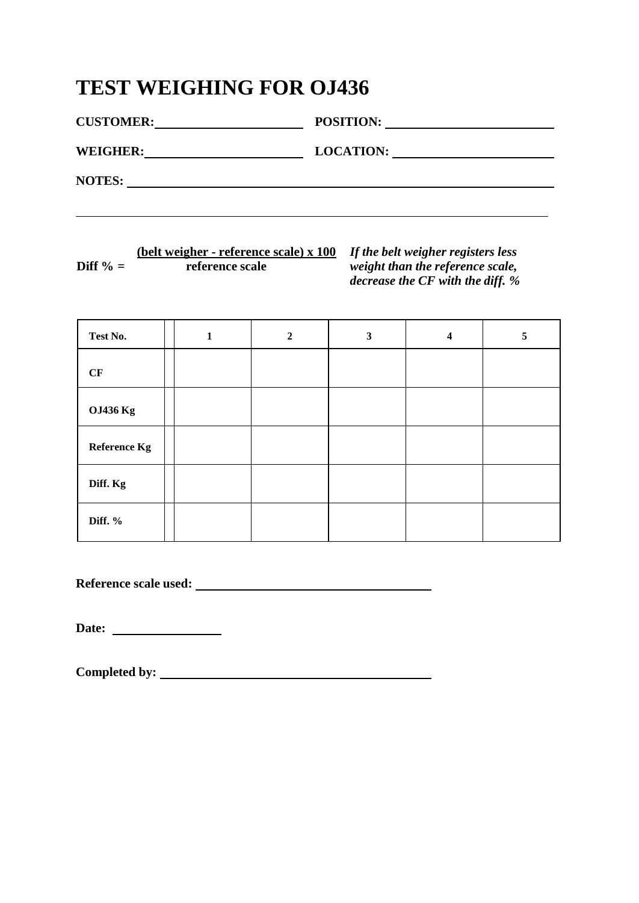# TEST WEIGHING FOR OJ436

**CUSTOMER:** ______________________ **POSITION:** ______________________

**WEIGHER:** ______________________ **LOCATION:** ______________________

**NOTES:** ______________________________________________________________

______________________________________________________________________

**Diff % =** $\frac{\text{(belt weigher - reference scale) x 100}}{\text{reference scale}}$

***If the belt weigher registers less weight than the reference scale, decrease the CF with the diff. %***

| Test No. | | 1 | 2 | 3 | 4 | 5 |
|---|---|---|---|---|---|---|
| CF | | | | | | |
| OJ436 Kg | | | | | | |
| Reference Kg | | | | | | |
| Diff. Kg | | | | | | |
| Diff. % | | | | | | |

**Reference scale used:** ______________________________

**Date:** ______________

**Completed by:** ______________________________